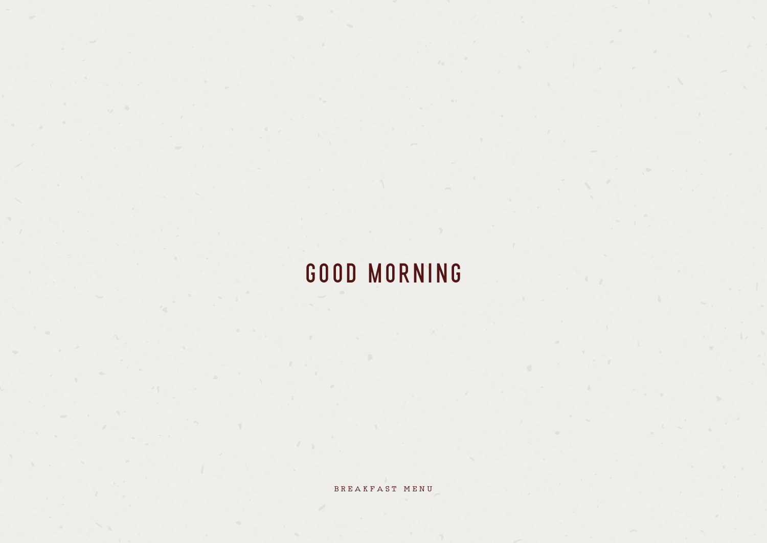# GOOD MORNING

BREAKFAST MENU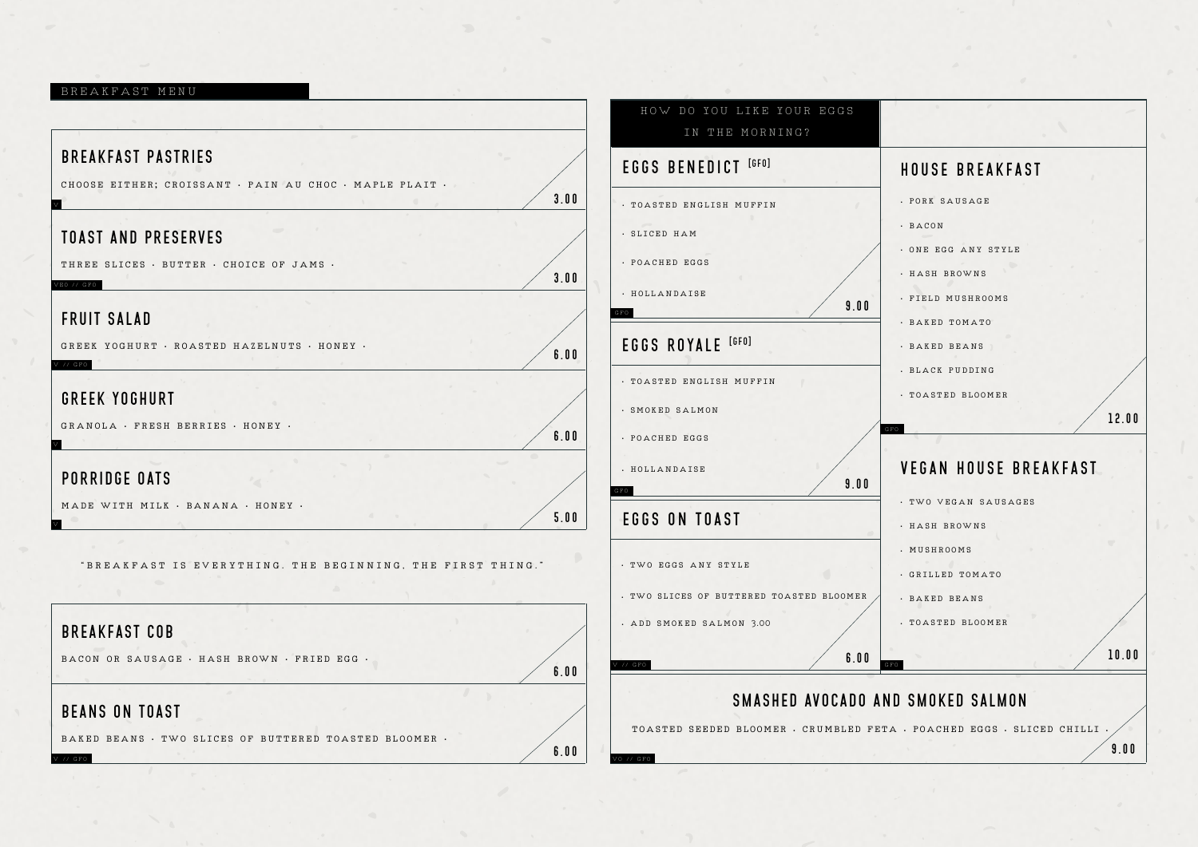BREAKFAST MENU

## BREAKFAST PASTRIES

CHOOSE EITHER; CROISSANT · PAIN AU CHOC · MAPLE PLAIT ·

V

3.00

## TOAST AND PRESERVES

THREE SLICES · BUTTER · CHOICE OF JAMS ·

VEO // GFO

3.00

## FRUIT SALAD

GREEK YOGHURT · ROASTED HAZELNUTS · HONEY ·

V // GFO

6.00

## GREEK YOGHURT

GRANOLA · FRESH BERRIES · HONEY ·

V

6.00

## PORRIDGE OATS

MADE WITH MILK · BANANA · HONEY ·

V

5.00

"BREAKFAST IS EVERYTHING. THE BEGINNING, THE FIRST THING."

## BREAKFAST COB

BACON OR SAUSAGE · HASH BROWN · FRIED EGG ·

6.00

## BEANS ON TOAST

BAKED BEANS · TWO SLICES OF BUTTERED TOASTED BLOOMER ·

V // GFO

6.00

HOW DO YOU LIKE YOUR EGGS IN THE MORNING?

## EGGS BENEDICT [GFO]

- TOASTED ENGLISH MUFFIN
- SLICED HAM
- POACHED EGGS
- HOLLANDAISE

GFO

9.00

## EGGS ROYALE [GFO]

- TOASTED ENGLISH MUFFIN
- SMOKED SALMON
- POACHED EGGS
- HOLLANDAISE

GFO

9.00

## EGGS ON TOAST

- TWO EGGS ANY STYLE
- TWO SLICES OF BUTTERED TOASTED BLOOMER
- ADD SMOKED SALMON 3.00

V // GFO

6.00

## HOUSE BREAKFAST

- PORK SAUSAGE
- BACON
- ONE EGG ANY STYLE
- HASH BROWNS
- FIELD MUSHROOMS
- BAKED TOMATO
- BAKED BEANS
- BLACK PUDDING
- TOASTED BLOOMER

GFO

12.00

## VEGAN HOUSE BREAKFAST

- TWO VEGAN SAUSAGES
- HASH BROWNS
- MUSHROOMS
- GRILLED TOMATO
- BAKED BEANS
- TOASTED BLOOMER

GFO

10.00

## SMASHED AVOCADO AND SMOKED SALMON

TOASTED SEEDED BLOOMER · CRUMBLED FETA · POACHED EGGS · SLICED CHILLI ·

VO // GFO

9.00